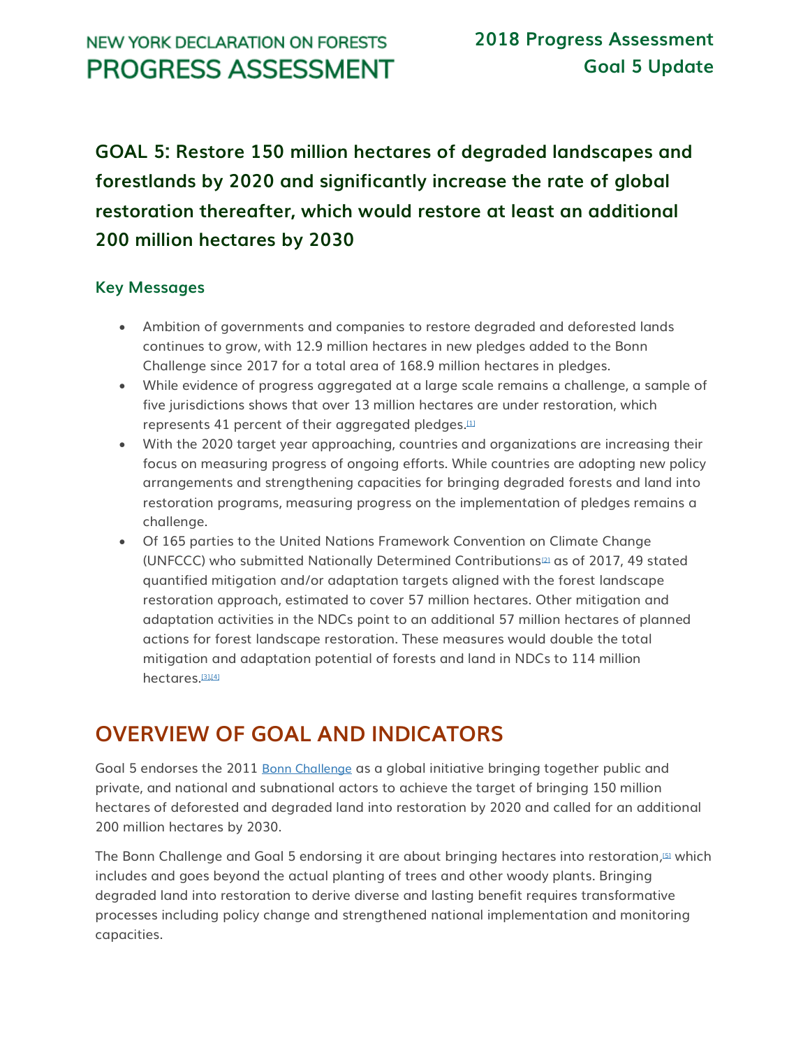NEW YORK DECLARATION ON FORESTS
PROGRESS ASSESSMENT

2018 Progress Assessment
Goal 5 Update

## GOAL 5: Restore 150 million hectares of degraded landscapes and forestlands by 2020 and significantly increase the rate of global restoration thereafter, which would restore at least an additional 200 million hectares by 2030

### Key Messages

- Ambition of governments and companies to restore degraded and deforested lands continues to grow, with 12.9 million hectares in new pledges added to the Bonn Challenge since 2017 for a total area of 168.9 million hectares in pledges.
- While evidence of progress aggregated at a large scale remains a challenge, a sample of five jurisdictions shows that over 13 million hectares are under restoration, which represents 41 percent of their aggregated pledges.[1]
- With the 2020 target year approaching, countries and organizations are increasing their focus on measuring progress of ongoing efforts. While countries are adopting new policy arrangements and strengthening capacities for bringing degraded forests and land into restoration programs, measuring progress on the implementation of pledges remains a challenge.
- Of 165 parties to the United Nations Framework Convention on Climate Change (UNFCCC) who submitted Nationally Determined Contributions[2] as of 2017, 49 stated quantified mitigation and/or adaptation targets aligned with the forest landscape restoration approach, estimated to cover 57 million hectares. Other mitigation and adaptation activities in the NDCs point to an additional 57 million hectares of planned actions for forest landscape restoration. These measures would double the total mitigation and adaptation potential of forests and land in NDCs to 114 million hectares.[3][4]

# OVERVIEW OF GOAL AND INDICATORS

Goal 5 endorses the 2011 Bonn Challenge as a global initiative bringing together public and private, and national and subnational actors to achieve the target of bringing 150 million hectares of deforested and degraded land into restoration by 2020 and called for an additional 200 million hectares by 2030.

The Bonn Challenge and Goal 5 endorsing it are about bringing hectares into restoration,[5] which includes and goes beyond the actual planting of trees and other woody plants. Bringing degraded land into restoration to derive diverse and lasting benefit requires transformative processes including policy change and strengthened national implementation and monitoring capacities.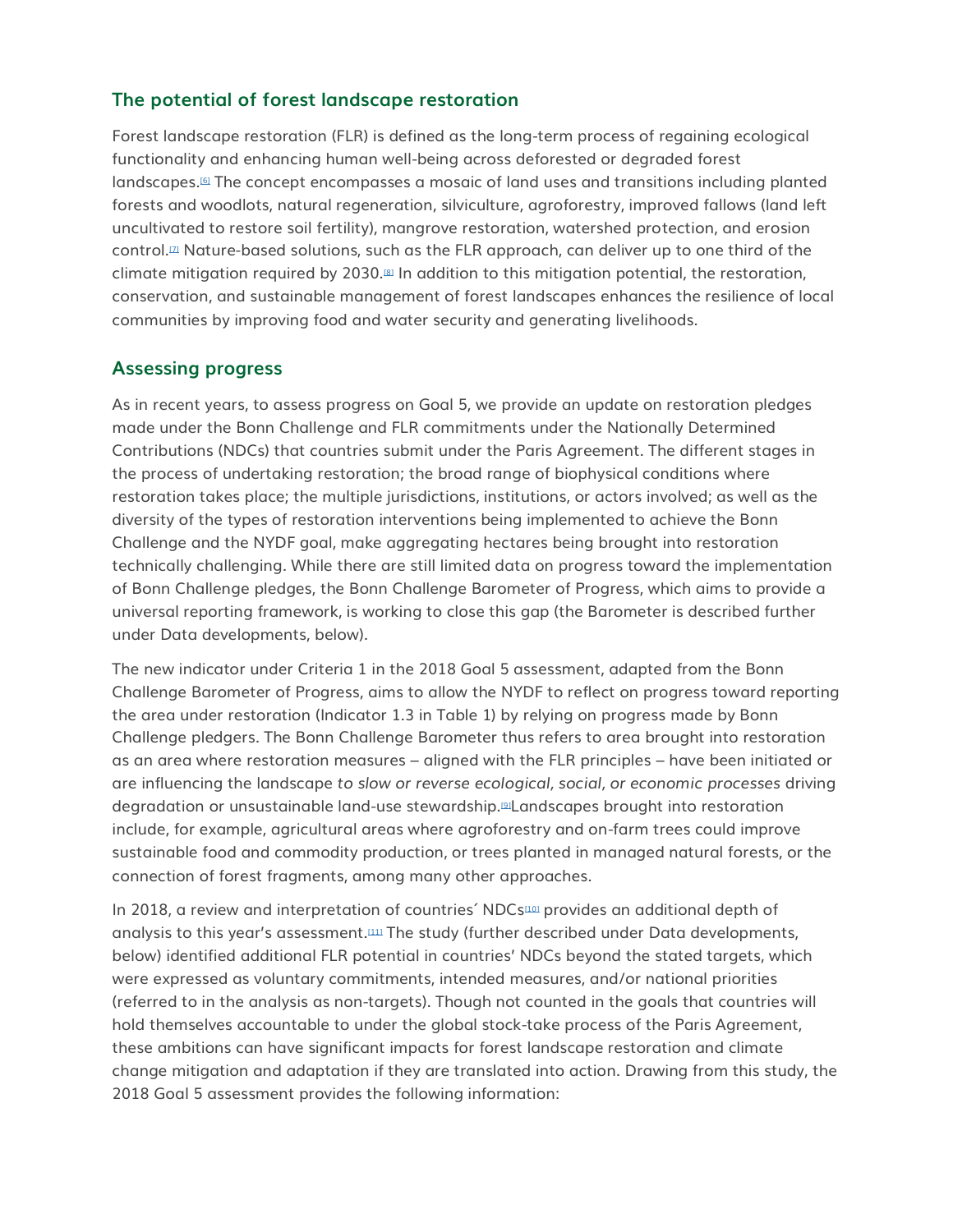## The potential of forest landscape restoration

Forest landscape restoration (FLR) is defined as the long-term process of regaining ecological functionality and enhancing human well-being across deforested or degraded forest landscapes.[6] The concept encompasses a mosaic of land uses and transitions including planted forests and woodlots, natural regeneration, silviculture, agroforestry, improved fallows (land left uncultivated to restore soil fertility), mangrove restoration, watershed protection, and erosion control.[7] Nature-based solutions, such as the FLR approach, can deliver up to one third of the climate mitigation required by 2030.[8] In addition to this mitigation potential, the restoration, conservation, and sustainable management of forest landscapes enhances the resilience of local communities by improving food and water security and generating livelihoods.

## Assessing progress

As in recent years, to assess progress on Goal 5, we provide an update on restoration pledges made under the Bonn Challenge and FLR commitments under the Nationally Determined Contributions (NDCs) that countries submit under the Paris Agreement. The different stages in the process of undertaking restoration; the broad range of biophysical conditions where restoration takes place; the multiple jurisdictions, institutions, or actors involved; as well as the diversity of the types of restoration interventions being implemented to achieve the Bonn Challenge and the NYDF goal, make aggregating hectares being brought into restoration technically challenging. While there are still limited data on progress toward the implementation of Bonn Challenge pledges, the Bonn Challenge Barometer of Progress, which aims to provide a universal reporting framework, is working to close this gap (the Barometer is described further under Data developments, below).

The new indicator under Criteria 1 in the 2018 Goal 5 assessment, adapted from the Bonn Challenge Barometer of Progress, aims to allow the NYDF to reflect on progress toward reporting the area under restoration (Indicator 1.3 in Table 1) by relying on progress made by Bonn Challenge pledgers. The Bonn Challenge Barometer thus refers to area brought into restoration as an area where restoration measures – aligned with the FLR principles – have been initiated or are influencing the landscape *to slow or reverse ecological, social, or economic processes* driving degradation or unsustainable land-use stewardship.[9]Landscapes brought into restoration include, for example, agricultural areas where agroforestry and on-farm trees could improve sustainable food and commodity production, or trees planted in managed natural forests, or the connection of forest fragments, among many other approaches.

In 2018, a review and interpretation of countries´ NDCs[10] provides an additional depth of analysis to this year's assessment.[11] The study (further described under Data developments, below) identified additional FLR potential in countries' NDCs beyond the stated targets, which were expressed as voluntary commitments, intended measures, and/or national priorities (referred to in the analysis as non-targets). Though not counted in the goals that countries will hold themselves accountable to under the global stock-take process of the Paris Agreement, these ambitions can have significant impacts for forest landscape restoration and climate change mitigation and adaptation if they are translated into action. Drawing from this study, the 2018 Goal 5 assessment provides the following information: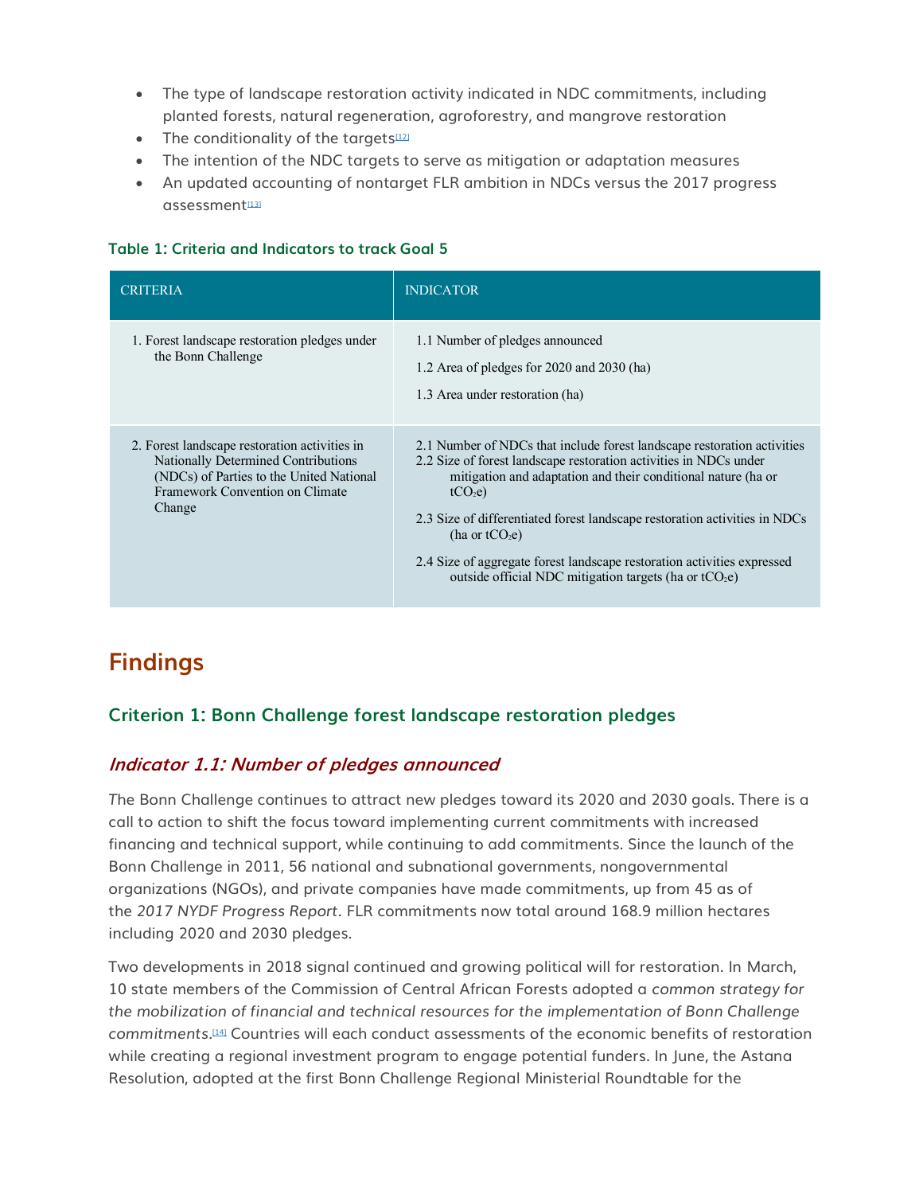- The type of landscape restoration activity indicated in NDC commitments, including planted forests, natural regeneration, agroforestry, and mangrove restoration
- The conditionality of the targets[12]
- The intention of the NDC targets to serve as mitigation or adaptation measures
- An updated accounting of nontarget FLR ambition in NDCs versus the 2017 progress assessment[13]

**Table 1: Criteria and Indicators to track Goal 5**

| CRITERIA | INDICATOR |
| --- | --- |
| 1. Forest landscape restoration pledges under the Bonn Challenge | 1.1 Number of pledges announced<br>1.2 Area of pledges for 2020 and 2030 (ha)<br>1.3 Area under restoration (ha) |
| 2. Forest landscape restoration activities in Nationally Determined Contributions (NDCs) of Parties to the United National Framework Convention on Climate Change | 2.1 Number of NDCs that include forest landscape restoration activities<br>2.2 Size of forest landscape restoration activities in NDCs under mitigation and adaptation and their conditional nature (ha or $tCO_2e$)<br>2.3 Size of differentiated forest landscape restoration activities in NDCs (ha or $tCO_2e$)<br>2.4 Size of aggregate forest landscape restoration activities expressed outside official NDC mitigation targets (ha or $tCO_2e$) |

## Findings

### Criterion 1: Bonn Challenge forest landscape restoration pledges

#### *Indicator 1.1: Number of pledges announced*

The Bonn Challenge continues to attract new pledges toward its 2020 and 2030 goals. There is a call to action to shift the focus toward implementing current commitments with increased financing and technical support, while continuing to add commitments. Since the launch of the Bonn Challenge in 2011, 56 national and subnational governments, nongovernmental organizations (NGOs), and private companies have made commitments, up from 45 as of the *2017 NYDF Progress Report*. FLR commitments now total around 168.9 million hectares including 2020 and 2030 pledges.

Two developments in 2018 signal continued and growing political will for restoration. In March, 10 state members of the Commission of Central African Forests adopted a *common strategy for the mobilization of financial and technical resources for the implementation of Bonn Challenge commitments*.[14] Countries will each conduct assessments of the economic benefits of restoration while creating a regional investment program to engage potential funders. In June, the Astana Resolution, adopted at the first Bonn Challenge Regional Ministerial Roundtable for the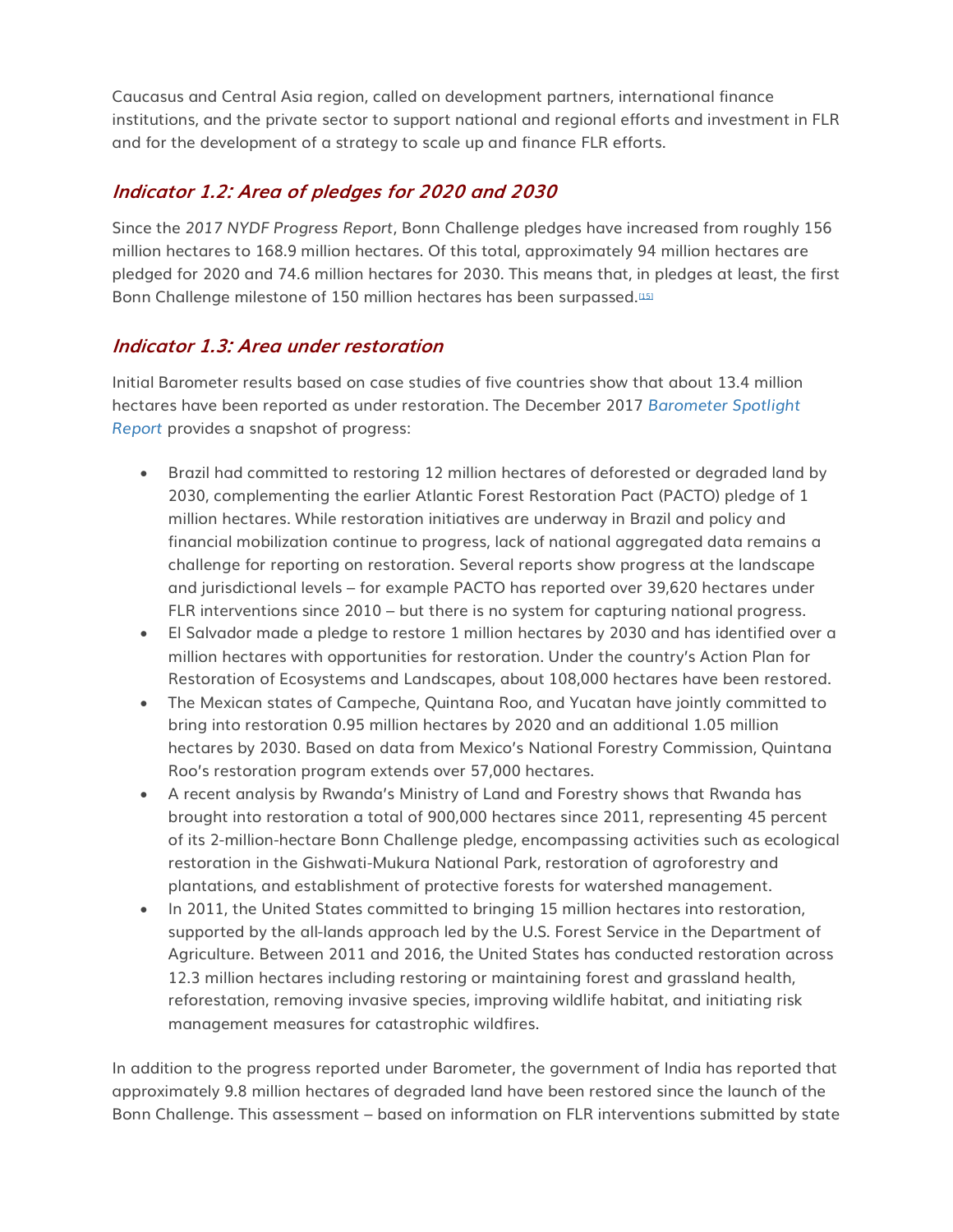Caucasus and Central Asia region, called on development partners, international finance institutions, and the private sector to support national and regional efforts and investment in FLR and for the development of a strategy to scale up and finance FLR efforts.

### *Indicator 1.2: Area of pledges for 2020 and 2030*

Since the *2017 NYDF Progress Report*, Bonn Challenge pledges have increased from roughly 156 million hectares to 168.9 million hectares. Of this total, approximately 94 million hectares are pledged for 2020 and 74.6 million hectares for 2030. This means that, in pledges at least, the first Bonn Challenge milestone of 150 million hectares has been surpassed.[15]

### *Indicator 1.3: Area under restoration*

Initial Barometer results based on case studies of five countries show that about 13.4 million hectares have been reported as under restoration. The December 2017 *Barometer Spotlight Report* provides a snapshot of progress:

- Brazil had committed to restoring 12 million hectares of deforested or degraded land by 2030, complementing the earlier Atlantic Forest Restoration Pact (PACTO) pledge of 1 million hectares. While restoration initiatives are underway in Brazil and policy and financial mobilization continue to progress, lack of national aggregated data remains a challenge for reporting on restoration. Several reports show progress at the landscape and jurisdictional levels – for example PACTO has reported over 39,620 hectares under FLR interventions since 2010 – but there is no system for capturing national progress.
- El Salvador made a pledge to restore 1 million hectares by 2030 and has identified over a million hectares with opportunities for restoration. Under the country's Action Plan for Restoration of Ecosystems and Landscapes, about 108,000 hectares have been restored.
- The Mexican states of Campeche, Quintana Roo, and Yucatan have jointly committed to bring into restoration 0.95 million hectares by 2020 and an additional 1.05 million hectares by 2030. Based on data from Mexico's National Forestry Commission, Quintana Roo's restoration program extends over 57,000 hectares.
- A recent analysis by Rwanda's Ministry of Land and Forestry shows that Rwanda has brought into restoration a total of 900,000 hectares since 2011, representing 45 percent of its 2-million-hectare Bonn Challenge pledge, encompassing activities such as ecological restoration in the Gishwati-Mukura National Park, restoration of agroforestry and plantations, and establishment of protective forests for watershed management.
- In 2011, the United States committed to bringing 15 million hectares into restoration, supported by the all-lands approach led by the U.S. Forest Service in the Department of Agriculture. Between 2011 and 2016, the United States has conducted restoration across 12.3 million hectares including restoring or maintaining forest and grassland health, reforestation, removing invasive species, improving wildlife habitat, and initiating risk management measures for catastrophic wildfires.

In addition to the progress reported under Barometer, the government of India has reported that approximately 9.8 million hectares of degraded land have been restored since the launch of the Bonn Challenge. This assessment – based on information on FLR interventions submitted by state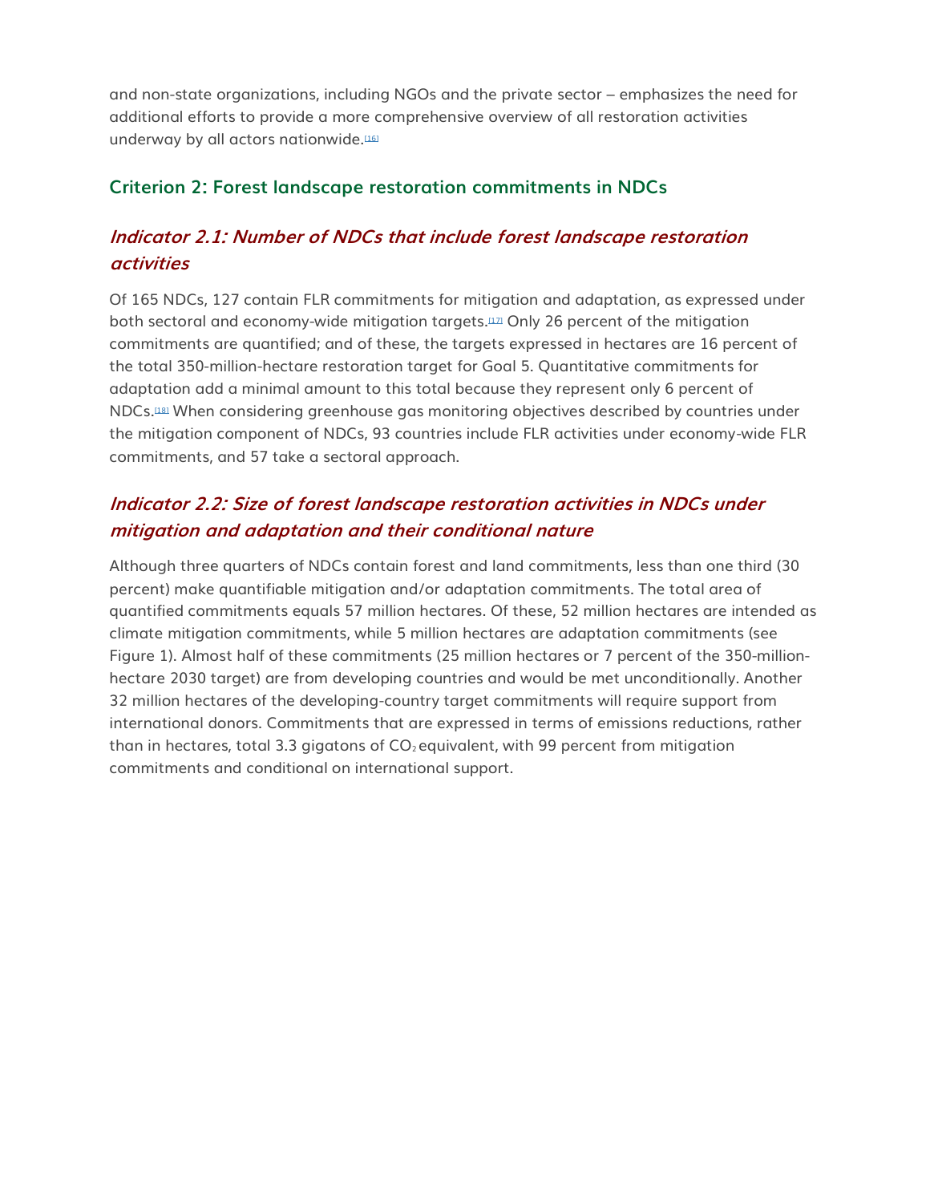and non-state organizations, including NGOs and the private sector – emphasizes the need for additional efforts to provide a more comprehensive overview of all restoration activities underway by all actors nationwide.[16]

## Criterion 2: Forest landscape restoration commitments in NDCs

### *Indicator 2.1: Number of NDCs that include forest landscape restoration activities*

Of 165 NDCs, 127 contain FLR commitments for mitigation and adaptation, as expressed under both sectoral and economy-wide mitigation targets.[17] Only 26 percent of the mitigation commitments are quantified; and of these, the targets expressed in hectares are 16 percent of the total 350-million-hectare restoration target for Goal 5. Quantitative commitments for adaptation add a minimal amount to this total because they represent only 6 percent of NDCs.[18] When considering greenhouse gas monitoring objectives described by countries under the mitigation component of NDCs, 93 countries include FLR activities under economy-wide FLR commitments, and 57 take a sectoral approach.

### *Indicator 2.2: Size of forest landscape restoration activities in NDCs under mitigation and adaptation and their conditional nature*

Although three quarters of NDCs contain forest and land commitments, less than one third (30 percent) make quantifiable mitigation and/or adaptation commitments. The total area of quantified commitments equals 57 million hectares. Of these, 52 million hectares are intended as climate mitigation commitments, while 5 million hectares are adaptation commitments (see Figure 1). Almost half of these commitments (25 million hectares or 7 percent of the 350-million-hectare 2030 target) are from developing countries and would be met unconditionally. Another 32 million hectares of the developing-country target commitments will require support from international donors. Commitments that are expressed in terms of emissions reductions, rather than in hectares, total 3.3 gigatons of $CO_2$ equivalent, with 99 percent from mitigation commitments and conditional on international support.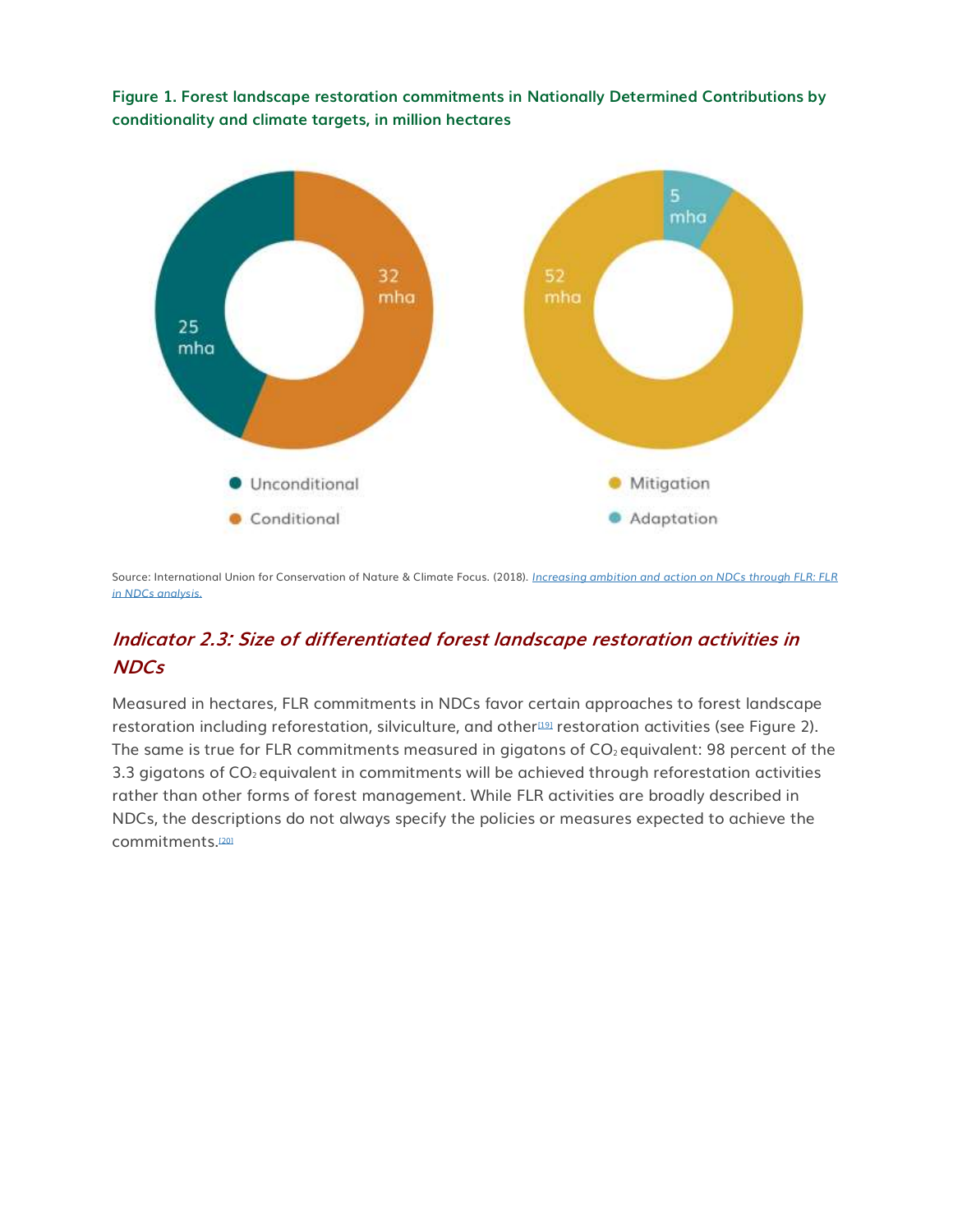**Figure 1. Forest landscape restoration commitments in Nationally Determined Contributions by conditionality and climate targets, in million hectares**

Source: International Union for Conservation of Nature & Climate Focus. (2018). *Increasing ambition and action on NDCs through FLR: FLR in NDCs analysis.*

## *Indicator 2.3: Size of differentiated forest landscape restoration activities in NDCs*

Measured in hectares, FLR commitments in NDCs favor certain approaches to forest landscape restoration including reforestation, silviculture, and other[19] restoration activities (see Figure 2). The same is true for FLR commitments measured in gigatons of $CO_2$ equivalent: 98 percent of the 3.3 gigatons of $CO_2$ equivalent in commitments will be achieved through reforestation activities rather than other forms of forest management. While FLR activities are broadly described in NDCs, the descriptions do not always specify the policies or measures expected to achieve the commitments.[20]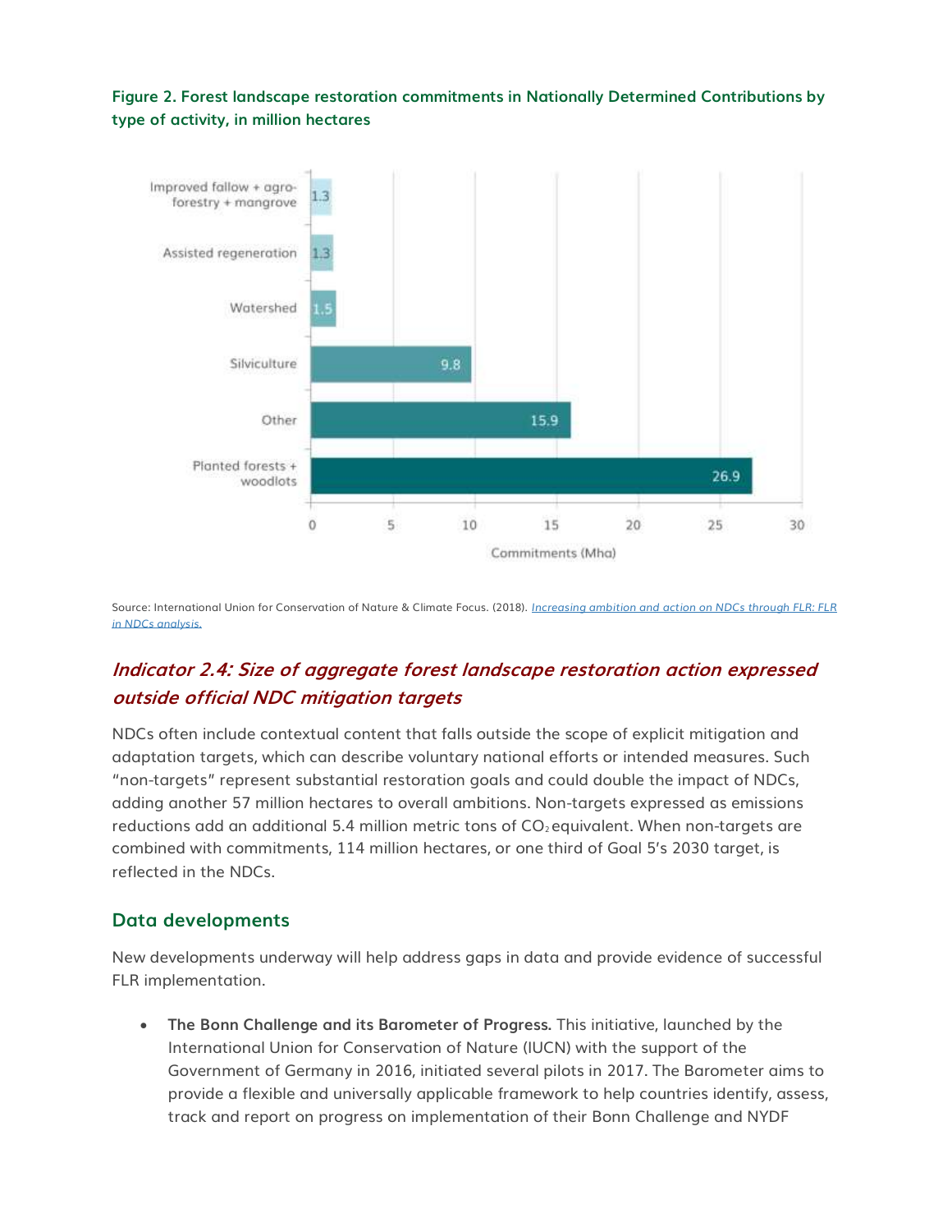**Figure 2. Forest landscape restoration commitments in Nationally Determined Contributions by type of activity, in million hectares**

| Type of activity | Commitments (Mha) |
|---|---|
| Improved fallow + agro-forestry + mangrove | 1.3 |
| Assisted regeneration | 1.3 |
| Watershed | 1.5 |
| Silviculture | 9.8 |
| Other | 15.9 |
| Planted forests + woodlots | 26.9 |

Source: International Union for Conservation of Nature & Climate Focus. (2018). *Increasing ambition and action on NDCs through FLR: FLR in NDCs analysis.*

## *Indicator 2.4: Size of aggregate forest landscape restoration action expressed outside official NDC mitigation targets*

NDCs often include contextual content that falls outside the scope of explicit mitigation and adaptation targets, which can describe voluntary national efforts or intended measures. Such "non-targets" represent substantial restoration goals and could double the impact of NDCs, adding another 57 million hectares to overall ambitions. Non-targets expressed as emissions reductions add an additional 5.4 million metric tons of $CO_2$ equivalent. When non-targets are combined with commitments, 114 million hectares, or one third of Goal 5's 2030 target, is reflected in the NDCs.

### Data developments

New developments underway will help address gaps in data and provide evidence of successful FLR implementation.

- **The Bonn Challenge and its Barometer of Progress.** This initiative, launched by the International Union for Conservation of Nature (IUCN) with the support of the Government of Germany in 2016, initiated several pilots in 2017. The Barometer aims to provide a flexible and universally applicable framework to help countries identify, assess, track and report on progress on implementation of their Bonn Challenge and NYDF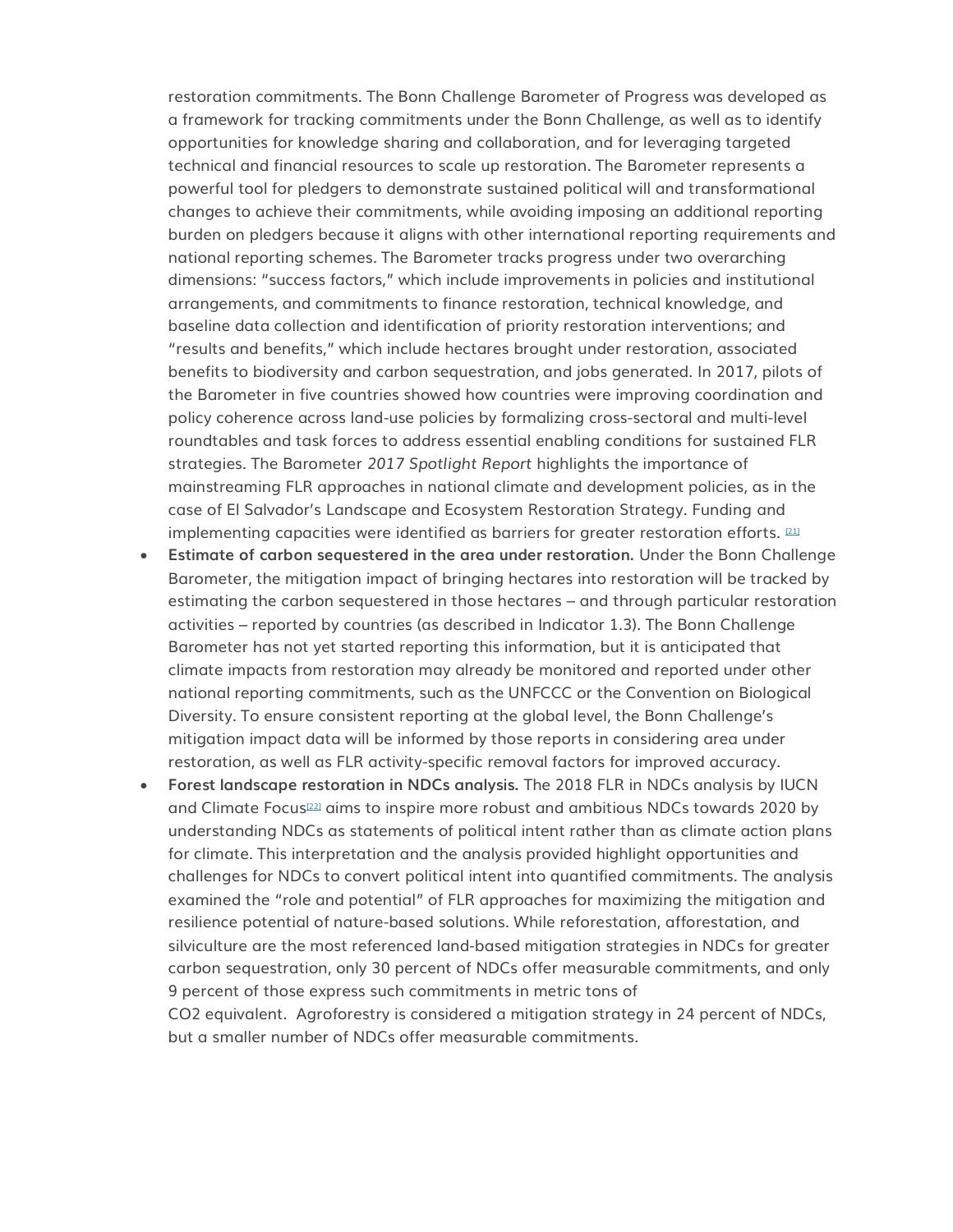restoration commitments. The Bonn Challenge Barometer of Progress was developed as a framework for tracking commitments under the Bonn Challenge, as well as to identify opportunities for knowledge sharing and collaboration, and for leveraging targeted technical and financial resources to scale up restoration. The Barometer represents a powerful tool for pledgers to demonstrate sustained political will and transformational changes to achieve their commitments, while avoiding imposing an additional reporting burden on pledgers because it aligns with other international reporting requirements and national reporting schemes. The Barometer tracks progress under two overarching dimensions: "success factors," which include improvements in policies and institutional arrangements, and commitments to finance restoration, technical knowledge, and baseline data collection and identification of priority restoration interventions; and "results and benefits," which include hectares brought under restoration, associated benefits to biodiversity and carbon sequestration, and jobs generated. In 2017, pilots of the Barometer in five countries showed how countries were improving coordination and policy coherence across land-use policies by formalizing cross-sectoral and multi-level roundtables and task forces to address essential enabling conditions for sustained FLR strategies. The Barometer *2017 Spotlight Report* highlights the importance of mainstreaming FLR approaches in national climate and development policies, as in the case of El Salvador's Landscape and Ecosystem Restoration Strategy. Funding and implementing capacities were identified as barriers for greater restoration efforts. [21]

- **Estimate of carbon sequestered in the area under restoration.** Under the Bonn Challenge Barometer, the mitigation impact of bringing hectares into restoration will be tracked by estimating the carbon sequestered in those hectares – and through particular restoration activities – reported by countries (as described in Indicator 1.3). The Bonn Challenge Barometer has not yet started reporting this information, but it is anticipated that climate impacts from restoration may already be monitored and reported under other national reporting commitments, such as the UNFCCC or the Convention on Biological Diversity. To ensure consistent reporting at the global level, the Bonn Challenge's mitigation impact data will be informed by those reports in considering area under restoration, as well as FLR activity-specific removal factors for improved accuracy.
- **Forest landscape restoration in NDCs analysis.** The 2018 FLR in NDCs analysis by IUCN and Climate Focus[22] aims to inspire more robust and ambitious NDCs towards 2020 by understanding NDCs as statements of political intent rather than as climate action plans for climate. This interpretation and the analysis provided highlight opportunities and challenges for NDCs to convert political intent into quantified commitments. The analysis examined the "role and potential" of FLR approaches for maximizing the mitigation and resilience potential of nature-based solutions. While reforestation, afforestation, and silviculture are the most referenced land-based mitigation strategies in NDCs for greater carbon sequestration, only 30 percent of NDCs offer measurable commitments, and only 9 percent of those express such commitments in metric tons of $CO_2$ equivalent. Agroforestry is considered a mitigation strategy in 24 percent of NDCs, but a smaller number of NDCs offer measurable commitments.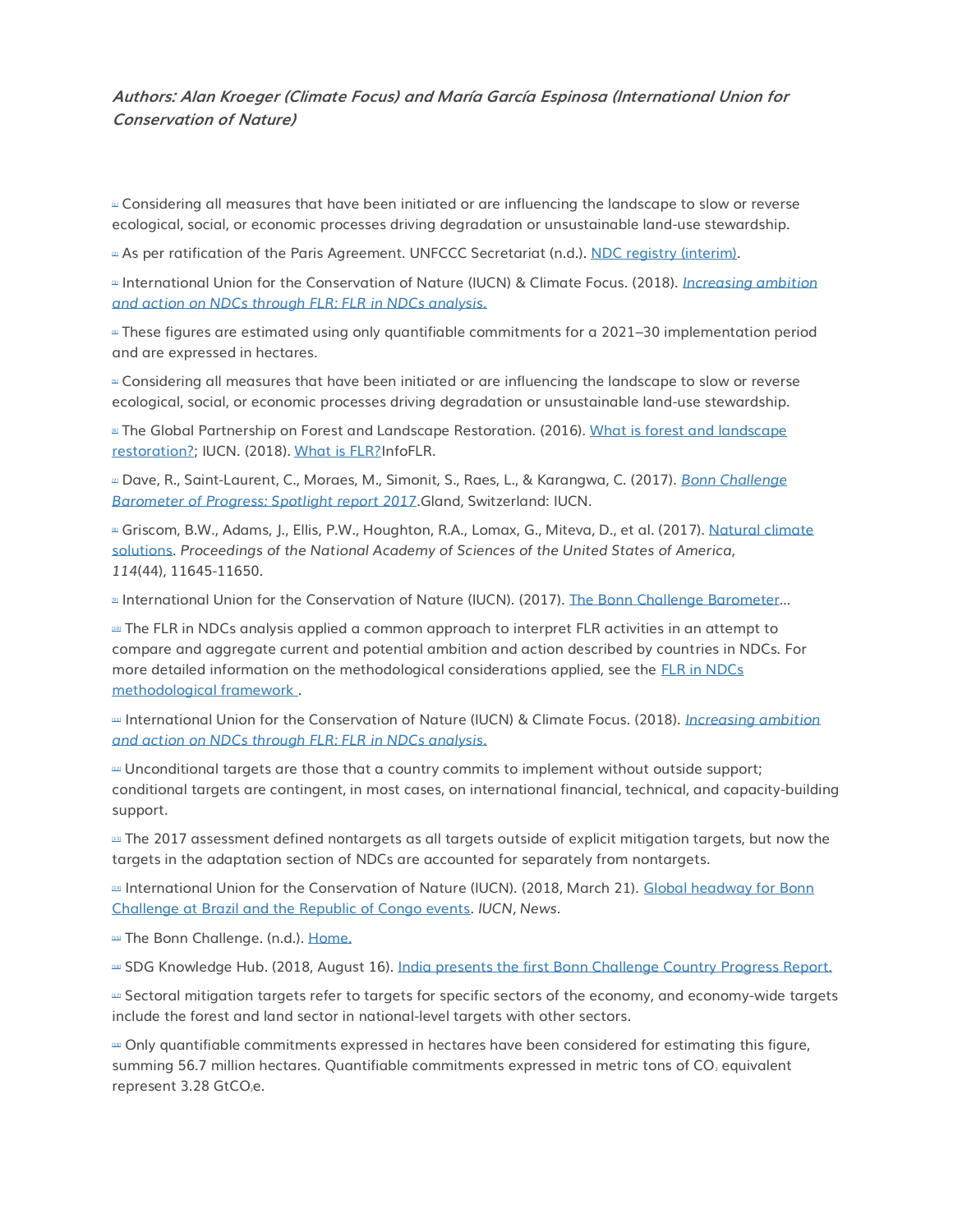*Authors: Alan Kroeger (Climate Focus) and María García Espinosa (International Union for Conservation of Nature)*

[1] Considering all measures that have been initiated or are influencing the landscape to slow or reverse ecological, social, or economic processes driving degradation or unsustainable land-use stewardship.

[2] As per ratification of the Paris Agreement. UNFCCC Secretariat (n.d.). NDC registry (interim).

[3] International Union for the Conservation of Nature (IUCN) & Climate Focus. (2018). *Increasing ambition and action on NDCs through FLR: FLR in NDCs analysis.*

[4] These figures are estimated using only quantifiable commitments for a 2021–30 implementation period and are expressed in hectares.

[5] Considering all measures that have been initiated or are influencing the landscape to slow or reverse ecological, social, or economic processes driving degradation or unsustainable land-use stewardship.

[6] The Global Partnership on Forest and Landscape Restoration. (2016). What is forest and landscape restoration?; IUCN. (2018). What is FLR?InfoFLR.

[7] Dave, R., Saint-Laurent, C., Moraes, M., Simonit, S., Raes, L., & Karangwa, C. (2017). *Bonn Challenge Barometer of Progress: Spotlight report 2017*.Gland, Switzerland: IUCN.

[8] Griscom, B.W., Adams, J., Ellis, P.W., Houghton, R.A., Lomax, G., Miteva, D., et al. (2017). Natural climate solutions. *Proceedings of the National Academy of Sciences of the United States of America, 114*(44), 11645-11650.

[9] International Union for the Conservation of Nature (IUCN). (2017). The Bonn Challenge Barometer...

[10] The FLR in NDCs analysis applied a common approach to interpret FLR activities in an attempt to compare and aggregate current and potential ambition and action described by countries in NDCs. For more detailed information on the methodological considerations applied, see the FLR in NDCs methodological framework .

[11] International Union for the Conservation of Nature (IUCN) & Climate Focus. (2018). *Increasing ambition and action on NDCs through FLR: FLR in NDCs analysis.*

[12] Unconditional targets are those that a country commits to implement without outside support; conditional targets are contingent, in most cases, on international financial, technical, and capacity-building support.

[13] The 2017 assessment defined nontargets as all targets outside of explicit mitigation targets, but now the targets in the adaptation section of NDCs are accounted for separately from nontargets.

[14] International Union for the Conservation of Nature (IUCN). (2018, March 21). Global headway for Bonn Challenge at Brazil and the Republic of Congo events. *IUCN, News.*

[15] The Bonn Challenge. (n.d.). Home.

[16] SDG Knowledge Hub. (2018, August 16). India presents the first Bonn Challenge Country Progress Report.

[17] Sectoral mitigation targets refer to targets for specific sectors of the economy, and economy-wide targets include the forest and land sector in national-level targets with other sectors.

[18] Only quantifiable commitments expressed in hectares have been considered for estimating this figure, summing 56.7 million hectares. Quantifiable commitments expressed in metric tons of $CO_2$ equivalent represent 3.28 $GtCO_2e$.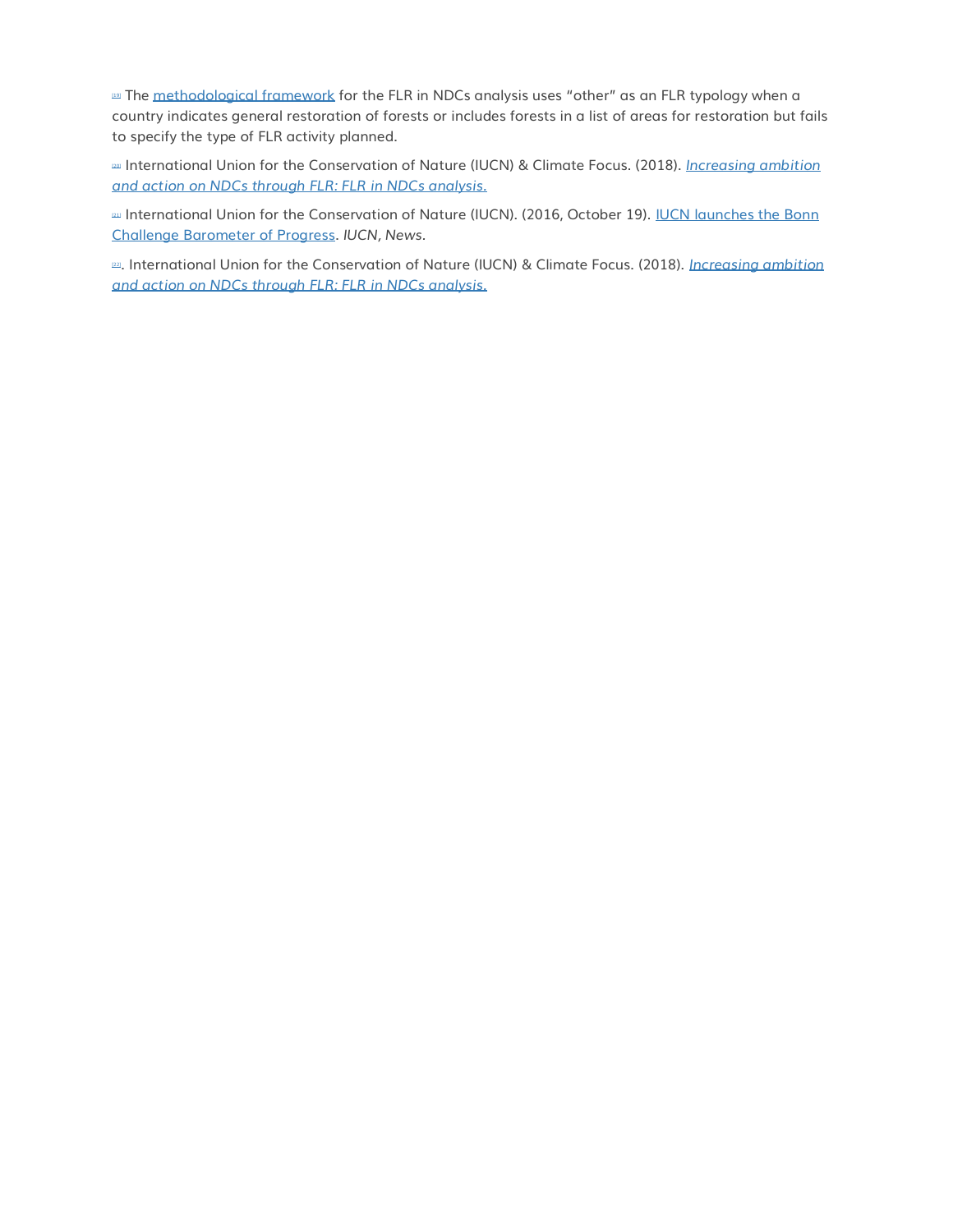[19] The methodological framework for the FLR in NDCs analysis uses “other” as an FLR typology when a country indicates general restoration of forests or includes forests in a list of areas for restoration but fails to specify the type of FLR activity planned.

[20] International Union for the Conservation of Nature (IUCN) & Climate Focus. (2018). *Increasing ambition and action on NDCs through FLR: FLR in NDCs analysis.*

[21] International Union for the Conservation of Nature (IUCN). (2016, October 19). IUCN launches the Bonn Challenge Barometer of Progress. *IUCN*, *News*.

[22]. International Union for the Conservation of Nature (IUCN) & Climate Focus. (2018). *Increasing ambition and action on NDCs through FLR: FLR in NDCs analysis.*